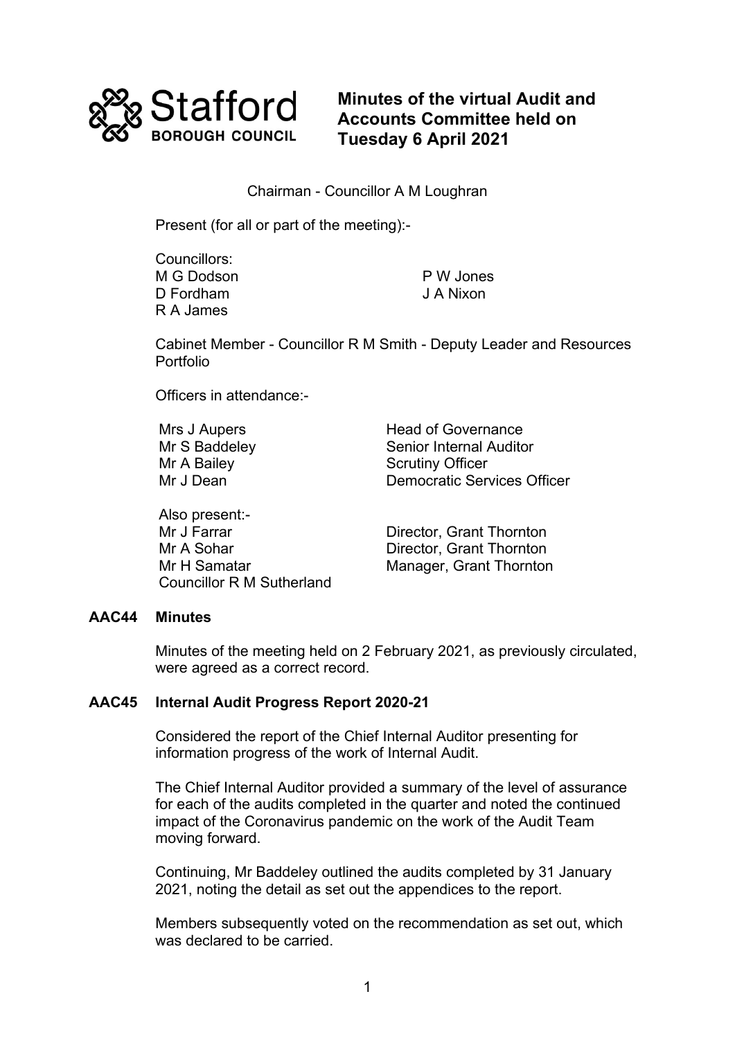Stafford BOROUGH COUNCIL

# Minutes of the virtual Audit and Accounts Committee held on Tuesday 6 April 2021

Chairman - Councillor A M Loughran

Present (for all or part of the meeting):-

Councillors:

M G Dodson
D Fordham
R A James
P W Jones
J A Nixon

Cabinet Member - Councillor R M Smith - Deputy Leader and Resources Portfolio

Officers in attendance:-

| | |
|---|---|
| Mrs J Aupers | Head of Governance |
| Mr S Baddeley | Senior Internal Auditor |
| Mr A Bailey | Scrutiny Officer |
| Mr J Dean | Democratic Services Officer |

Also present:-

| | |
|---|---|
| Mr J Farrar | Director, Grant Thornton |
| Mr A Sohar | Director, Grant Thornton |
| Mr H Samatar | Manager, Grant Thornton |
| Councillor R M Sutherland | |

## AAC44 Minutes

Minutes of the meeting held on 2 February 2021, as previously circulated, were agreed as a correct record.

## AAC45 Internal Audit Progress Report 2020-21

Considered the report of the Chief Internal Auditor presenting for information progress of the work of Internal Audit.

The Chief Internal Auditor provided a summary of the level of assurance for each of the audits completed in the quarter and noted the continued impact of the Coronavirus pandemic on the work of the Audit Team moving forward.

Continuing, Mr Baddeley outlined the audits completed by 31 January 2021, noting the detail as set out the appendices to the report.

Members subsequently voted on the recommendation as set out, which was declared to be carried.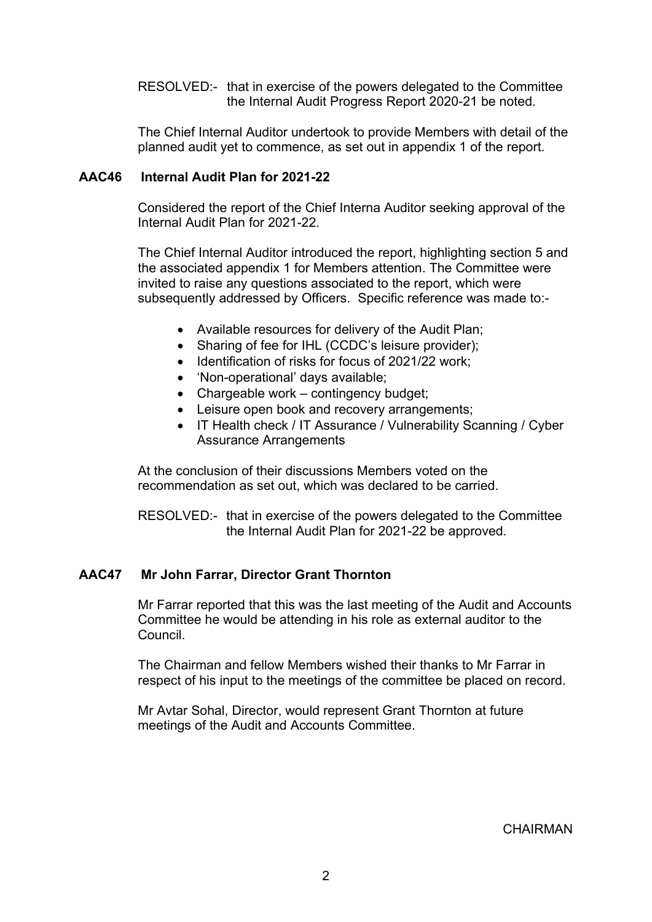RESOLVED:- that in exercise of the powers delegated to the Committee the Internal Audit Progress Report 2020-21 be noted.

The Chief Internal Auditor undertook to provide Members with detail of the planned audit yet to commence, as set out in appendix 1 of the report.

**AAC46 Internal Audit Plan for 2021-22**

Considered the report of the Chief Interna Auditor seeking approval of the Internal Audit Plan for 2021-22.

The Chief Internal Auditor introduced the report, highlighting section 5 and the associated appendix 1 for Members attention. The Committee were invited to raise any questions associated to the report, which were subsequently addressed by Officers. Specific reference was made to:-

- Available resources for delivery of the Audit Plan;
- Sharing of fee for IHL (CCDC's leisure provider);
- Identification of risks for focus of 2021/22 work;
- 'Non-operational' days available;
- Chargeable work – contingency budget;
- Leisure open book and recovery arrangements;
- IT Health check / IT Assurance / Vulnerability Scanning / Cyber Assurance Arrangements

At the conclusion of their discussions Members voted on the recommendation as set out, which was declared to be carried.

RESOLVED:- that in exercise of the powers delegated to the Committee the Internal Audit Plan for 2021-22 be approved.

**AAC47 Mr John Farrar, Director Grant Thornton**

Mr Farrar reported that this was the last meeting of the Audit and Accounts Committee he would be attending in his role as external auditor to the Council.

The Chairman and fellow Members wished their thanks to Mr Farrar in respect of his input to the meetings of the committee be placed on record.

Mr Avtar Sohal, Director, would represent Grant Thornton at future meetings of the Audit and Accounts Committee.

CHAIRMAN